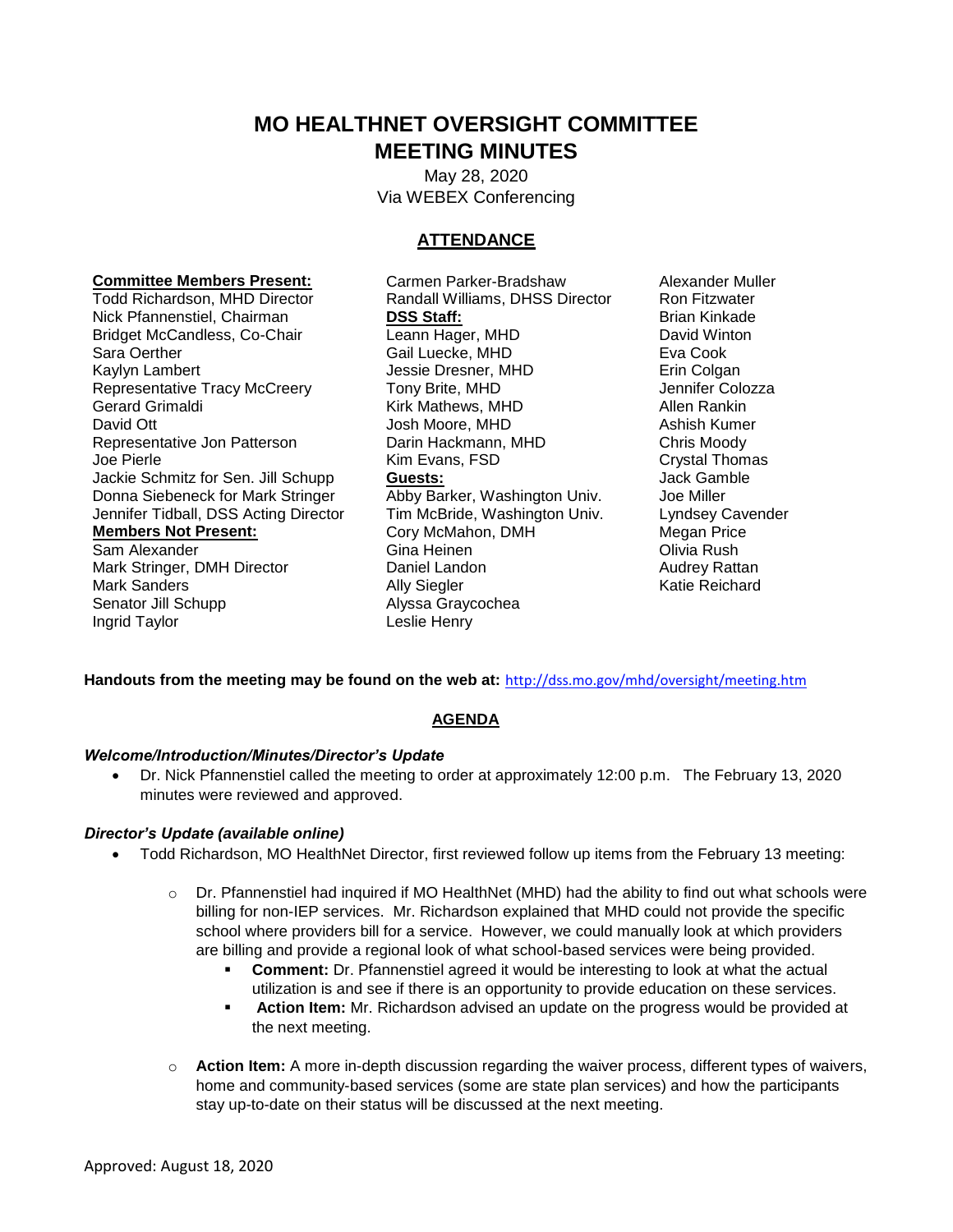# MO HEALTHNET OVERSIGHT COMMITTEE MEETING MINUTES

May 28, 2020
Via WEBEX Conferencing

## ATTENDANCE

**Committee Members Present:**
Todd Richardson, MHD Director
Nick Pfannenstiel, Chairman
Bridget McCandless, Co-Chair
Sara Oerther
Kaylyn Lambert
Representative Tracy McCreery
Gerard Grimaldi
David Ott
Representative Jon Patterson
Joe Pierle
Jackie Schmitz for Sen. Jill Schupp
Donna Siebeneck for Mark Stringer
Jennifer Tidball, DSS Acting Director

**Members Not Present:**
Sam Alexander
Mark Stringer, DMH Director
Mark Sanders
Senator Jill Schupp
Ingrid Taylor

Carmen Parker-Bradshaw
Randall Williams, DHSS Director

**DSS Staff:**
Leann Hager, MHD
Gail Luecke, MHD
Jessie Dresner, MHD
Tony Brite, MHD
Kirk Mathews, MHD
Josh Moore, MHD
Darin Hackmann, MHD
Kim Evans, FSD

**Guests:**
Abby Barker, Washington Univ.
Tim McBride, Washington Univ.
Cory McMahon, DMH
Gina Heinen
Daniel Landon
Ally Siegler
Alyssa Graycochea
Leslie Henry
Alexander Muller
Ron Fitzwater
Brian Kinkade
David Winton
Eva Cook
Erin Colgan
Jennifer Colozza
Allen Rankin
Ashish Kumer
Chris Moody
Crystal Thomas
Jack Gamble
Joe Miller
Lyndsey Cavender
Megan Price
Olivia Rush
Audrey Rattan
Katie Reichard

**Handouts from the meeting may be found on the web at:** http://dss.mo.gov/mhd/oversight/meeting.htm

## AGENDA

### *Welcome/Introduction/Minutes/Director's Update*

- Dr. Nick Pfannenstiel called the meeting to order at approximately 12:00 p.m. The February 13, 2020 minutes were reviewed and approved.

### *Director's Update (available online)*

- Todd Richardson, MO HealthNet Director, first reviewed follow up items from the February 13 meeting:
  - Dr. Pfannenstiel had inquired if MO HealthNet (MHD) had the ability to find out what schools were billing for non-IEP services. Mr. Richardson explained that MHD could not provide the specific school where providers bill for a service. However, we could manually look at which providers are billing and provide a regional look of what school-based services were being provided.
    - **Comment:** Dr. Pfannenstiel agreed it would be interesting to look at what the actual utilization is and see if there is an opportunity to provide education on these services.
    - **Action Item:** Mr. Richardson advised an update on the progress would be provided at the next meeting.
  - **Action Item:** A more in-depth discussion regarding the waiver process, different types of waivers, home and community-based services (some are state plan services) and how the participants stay up-to-date on their status will be discussed at the next meeting.

Approved: August 18, 2020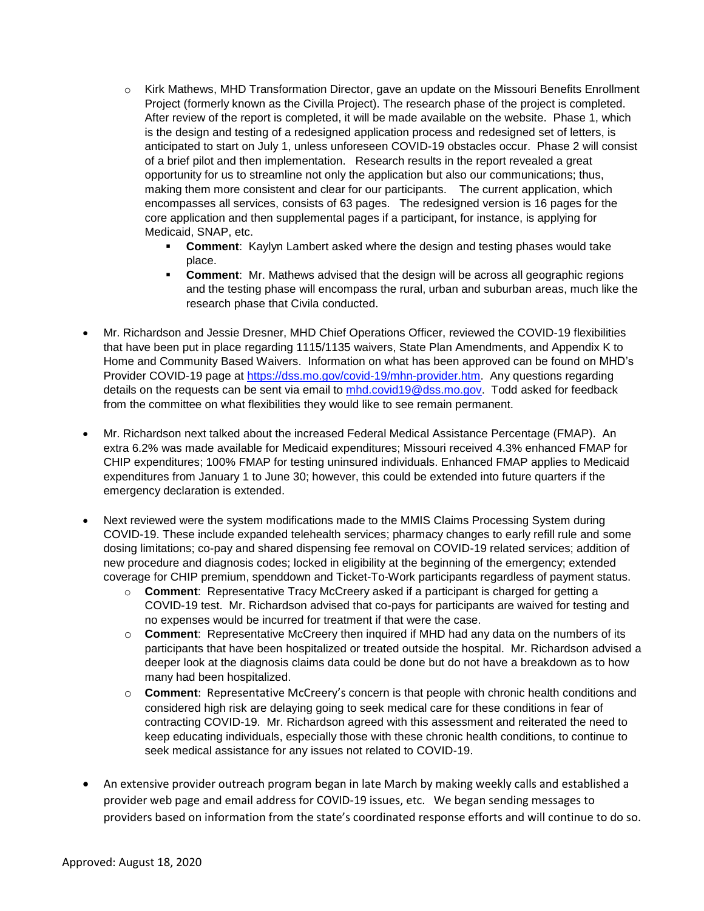- Kirk Mathews, MHD Transformation Director, gave an update on the Missouri Benefits Enrollment Project (formerly known as the Civilla Project). The research phase of the project is completed. After review of the report is completed, it will be made available on the website. Phase 1, which is the design and testing of a redesigned application process and redesigned set of letters, is anticipated to start on July 1, unless unforeseen COVID-19 obstacles occur. Phase 2 will consist of a brief pilot and then implementation. Research results in the report revealed a great opportunity for us to streamline not only the application but also our communications; thus, making them more consistent and clear for our participants. The current application, which encompasses all services, consists of 63 pages. The redesigned version is 16 pages for the core application and then supplemental pages if a participant, for instance, is applying for Medicaid, SNAP, etc.
    - **Comment**: Kaylyn Lambert asked where the design and testing phases would take place.
    - **Comment**: Mr. Mathews advised that the design will be across all geographic regions and the testing phase will encompass the rural, urban and suburban areas, much like the research phase that Civila conducted.

- Mr. Richardson and Jessie Dresner, MHD Chief Operations Officer, reviewed the COVID-19 flexibilities that have been put in place regarding 1115/1135 waivers, State Plan Amendments, and Appendix K to Home and Community Based Waivers. Information on what has been approved can be found on MHD's Provider COVID-19 page at https://dss.mo.gov/covid-19/mhn-provider.htm. Any questions regarding details on the requests can be sent via email to mhd.covid19@dss.mo.gov. Todd asked for feedback from the committee on what flexibilities they would like to see remain permanent.

- Mr. Richardson next talked about the increased Federal Medical Assistance Percentage (FMAP). An extra 6.2% was made available for Medicaid expenditures; Missouri received 4.3% enhanced FMAP for CHIP expenditures; 100% FMAP for testing uninsured individuals. Enhanced FMAP applies to Medicaid expenditures from January 1 to June 30; however, this could be extended into future quarters if the emergency declaration is extended.

- Next reviewed were the system modifications made to the MMIS Claims Processing System during COVID-19. These include expanded telehealth services; pharmacy changes to early refill rule and some dosing limitations; co-pay and shared dispensing fee removal on COVID-19 related services; addition of new procedure and diagnosis codes; locked in eligibility at the beginning of the emergency; extended coverage for CHIP premium, spenddown and Ticket-To-Work participants regardless of payment status.
    - **Comment**: Representative Tracy McCreery asked if a participant is charged for getting a COVID-19 test. Mr. Richardson advised that co-pays for participants are waived for testing and no expenses would be incurred for treatment if that were the case.
    - **Comment**: Representative McCreery then inquired if MHD had any data on the numbers of its participants that have been hospitalized or treated outside the hospital. Mr. Richardson advised a deeper look at the diagnosis claims data could be done but do not have a breakdown as to how many had been hospitalized.
    - **Comment**: Representative McCreery's concern is that people with chronic health conditions and considered high risk are delaying going to seek medical care for these conditions in fear of contracting COVID-19. Mr. Richardson agreed with this assessment and reiterated the need to keep educating individuals, especially those with these chronic health conditions, to continue to seek medical assistance for any issues not related to COVID-19.

- An extensive provider outreach program began in late March by making weekly calls and established a provider web page and email address for COVID-19 issues, etc. We began sending messages to providers based on information from the state's coordinated response efforts and will continue to do so.

Approved: August 18, 2020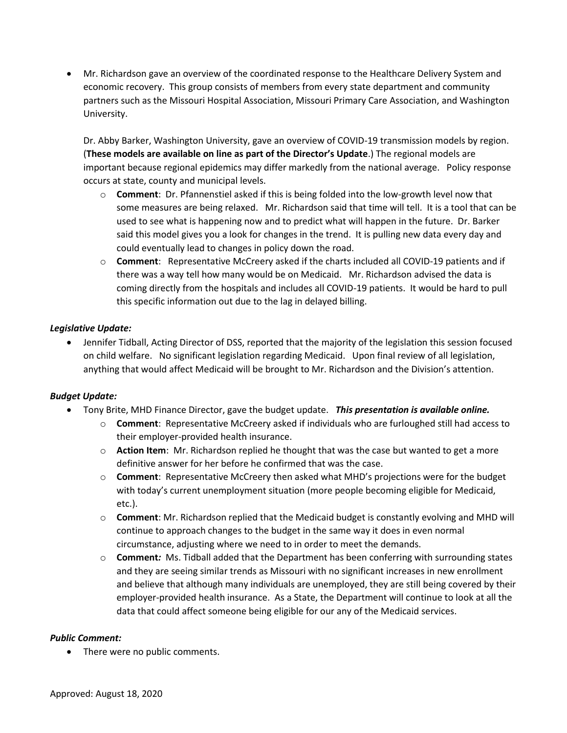- Mr. Richardson gave an overview of the coordinated response to the Healthcare Delivery System and economic recovery. This group consists of members from every state department and community partners such as the Missouri Hospital Association, Missouri Primary Care Association, and Washington University.

  Dr. Abby Barker, Washington University, gave an overview of COVID-19 transmission models by region. (**These models are available on line as part of the Director's Update**.) The regional models are important because regional epidemics may differ markedly from the national average. Policy response occurs at state, county and municipal levels.

  - **Comment**: Dr. Pfannenstiel asked if this is being folded into the low-growth level now that some measures are being relaxed. Mr. Richardson said that time will tell. It is a tool that can be used to see what is happening now and to predict what will happen in the future. Dr. Barker said this model gives you a look for changes in the trend. It is pulling new data every day and could eventually lead to changes in policy down the road.
  - **Comment**: Representative McCreery asked if the charts included all COVID-19 patients and if there was a way tell how many would be on Medicaid. Mr. Richardson advised the data is coming directly from the hospitals and includes all COVID-19 patients. It would be hard to pull this specific information out due to the lag in delayed billing.

***Legislative Update:***

- Jennifer Tidball, Acting Director of DSS, reported that the majority of the legislation this session focused on child welfare. No significant legislation regarding Medicaid. Upon final review of all legislation, anything that would affect Medicaid will be brought to Mr. Richardson and the Division's attention.

***Budget Update:***

- Tony Brite, MHD Finance Director, gave the budget update. ***This presentation is available online.***
  - **Comment**: Representative McCreery asked if individuals who are furloughed still had access to their employer-provided health insurance.
  - **Action Item**: Mr. Richardson replied he thought that was the case but wanted to get a more definitive answer for her before he confirmed that was the case.
  - **Comment**: Representative McCreery then asked what MHD's projections were for the budget with today's current unemployment situation (more people becoming eligible for Medicaid, etc.).
  - **Comment**: Mr. Richardson replied that the Medicaid budget is constantly evolving and MHD will continue to approach changes to the budget in the same way it does in even normal circumstance, adjusting where we need to in order to meet the demands.
  - **Comment***:* Ms. Tidball added that the Department has been conferring with surrounding states and they are seeing similar trends as Missouri with no significant increases in new enrollment and believe that although many individuals are unemployed, they are still being covered by their employer-provided health insurance. As a State, the Department will continue to look at all the data that could affect someone being eligible for our any of the Medicaid services.

***Public Comment:***

- There were no public comments.

Approved: August 18, 2020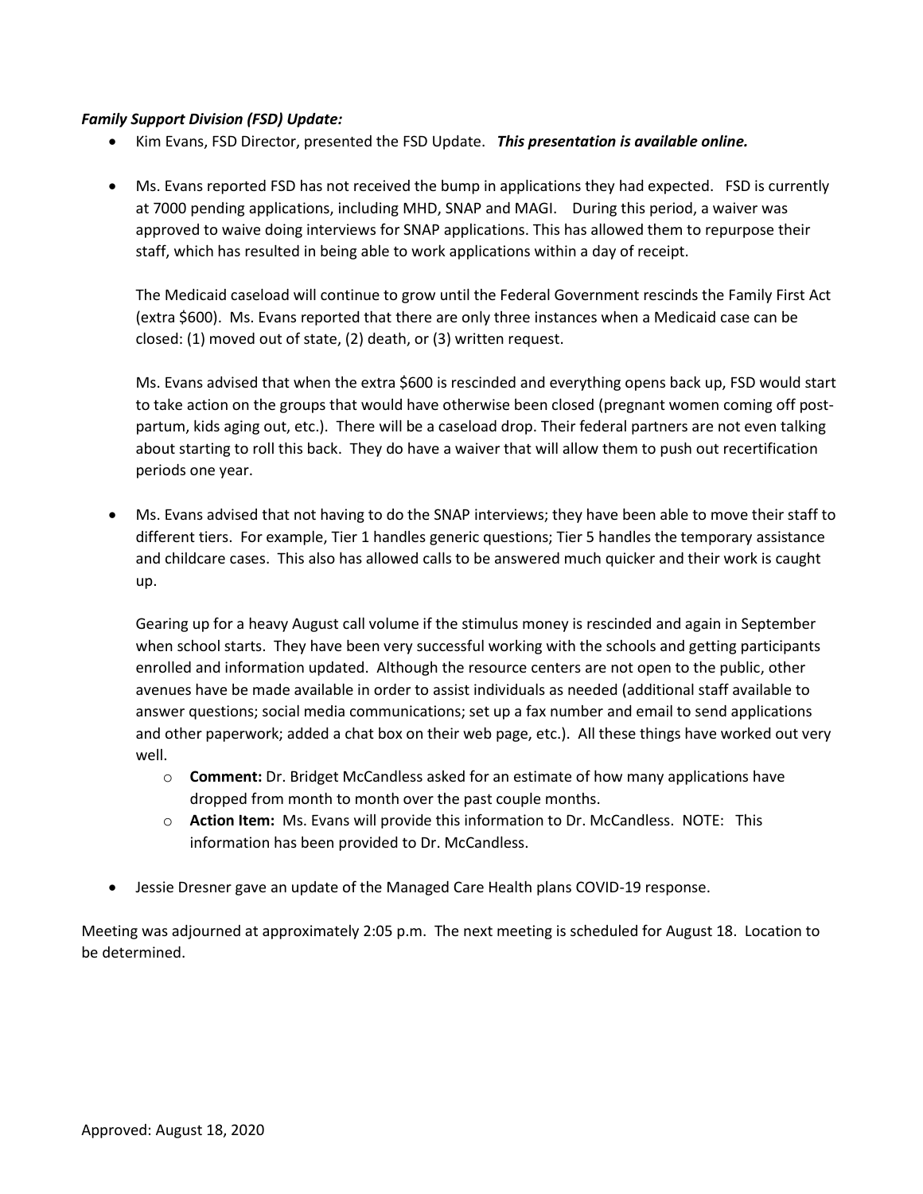***Family Support Division (FSD) Update:***

- Kim Evans, FSD Director, presented the FSD Update. ***This presentation is available online.***

- Ms. Evans reported FSD has not received the bump in applications they had expected. FSD is currently at 7000 pending applications, including MHD, SNAP and MAGI. During this period, a waiver was approved to waive doing interviews for SNAP applications. This has allowed them to repurpose their staff, which has resulted in being able to work applications within a day of receipt.

  The Medicaid caseload will continue to grow until the Federal Government rescinds the Family First Act (extra $600). Ms. Evans reported that there are only three instances when a Medicaid case can be closed: (1) moved out of state, (2) death, or (3) written request.

  Ms. Evans advised that when the extra $600 is rescinded and everything opens back up, FSD would start to take action on the groups that would have otherwise been closed (pregnant women coming off post-partum, kids aging out, etc.). There will be a caseload drop. Their federal partners are not even talking about starting to roll this back. They do have a waiver that will allow them to push out recertification periods one year.

- Ms. Evans advised that not having to do the SNAP interviews; they have been able to move their staff to different tiers. For example, Tier 1 handles generic questions; Tier 5 handles the temporary assistance and childcare cases. This also has allowed calls to be answered much quicker and their work is caught up.

  Gearing up for a heavy August call volume if the stimulus money is rescinded and again in September when school starts. They have been very successful working with the schools and getting participants enrolled and information updated. Although the resource centers are not open to the public, other avenues have be made available in order to assist individuals as needed (additional staff available to answer questions; social media communications; set up a fax number and email to send applications and other paperwork; added a chat box on their web page, etc.). All these things have worked out very well.

  - **Comment:** Dr. Bridget McCandless asked for an estimate of how many applications have dropped from month to month over the past couple months.
  - **Action Item:** Ms. Evans will provide this information to Dr. McCandless. NOTE: This information has been provided to Dr. McCandless.

- Jessie Dresner gave an update of the Managed Care Health plans COVID-19 response.

Meeting was adjourned at approximately 2:05 p.m. The next meeting is scheduled for August 18. Location to be determined.

Approved: August 18, 2020